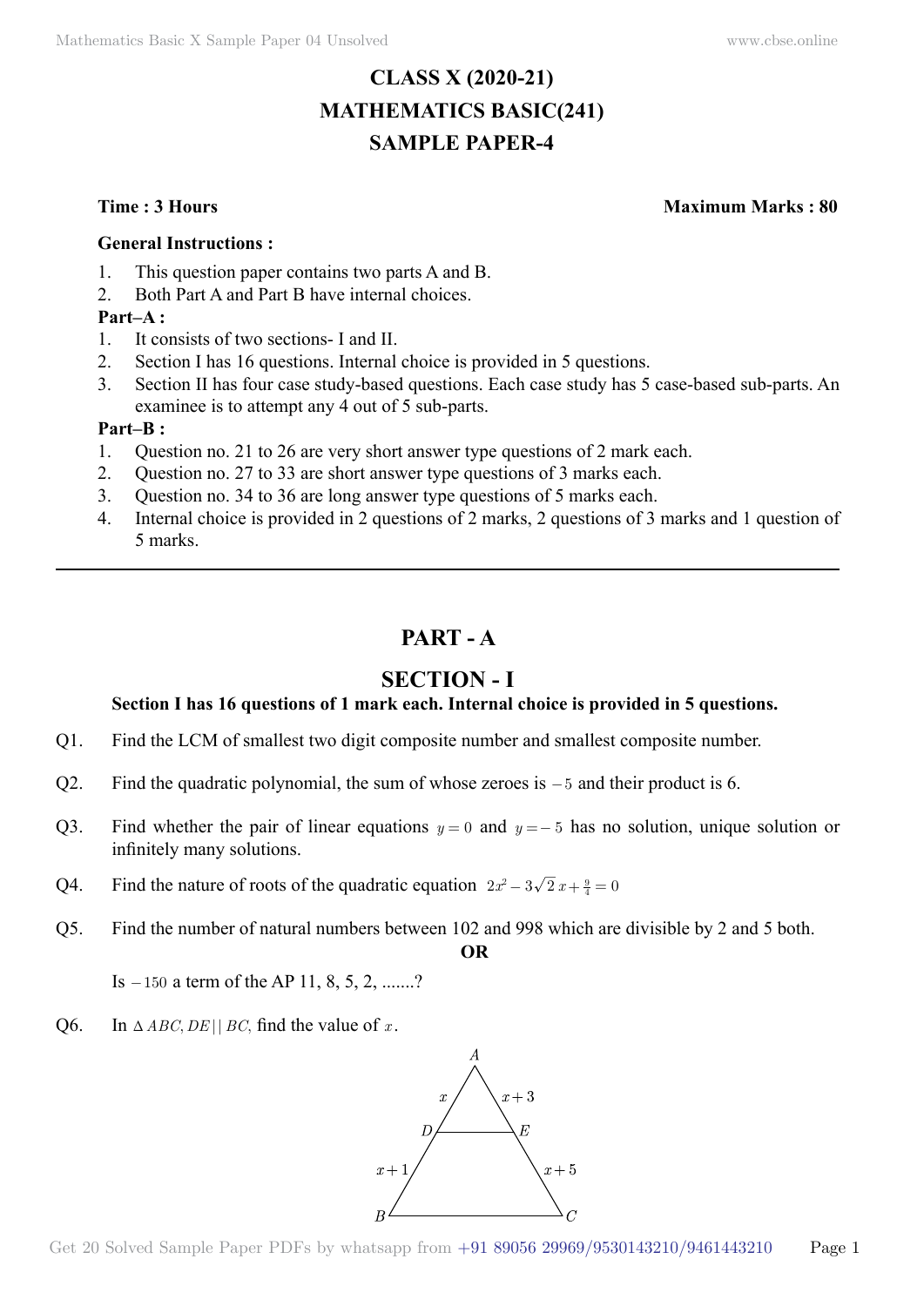# CLASS X (2020-21)
# MATHEMATICS BASIC(241)
# SAMPLE PAPER-4

**Time : 3 Hours** **Maximum Marks : 80**

**General Instructions :**

1. This question paper contains two parts A and B.
2. Both Part A and Part B have internal choices.

**Part–A :**

1. It consists of two sections- I and II.
2. Section I has 16 questions. Internal choice is provided in 5 questions.
3. Section II has four case study-based questions. Each case study has 5 case-based sub-parts. An examinee is to attempt any 4 out of 5 sub-parts.

**Part–B :**

1. Question no. 21 to 26 are very short answer type questions of 2 mark each.
2. Question no. 27 to 33 are short answer type questions of 3 marks each.
3. Question no. 34 to 36 are long answer type questions of 5 marks each.
4. Internal choice is provided in 2 questions of 2 marks, 2 questions of 3 marks and 1 question of 5 marks.

---

## PART - A

## SECTION - I

**Section I has 16 questions of 1 mark each. Internal choice is provided in 5 questions.**

Q1. Find the LCM of smallest two digit composite number and smallest composite number.

Q2. Find the quadratic polynomial, the sum of whose zeroes is $-5$ and their product is 6.

Q3. Find whether the pair of linear equations $y = 0$ and $y = -5$ has no solution, unique solution or infinitely many solutions.

Q4. Find the nature of roots of the quadratic equation $2x^2 - 3\sqrt{2}\,x + \frac{9}{4} = 0$

Q5. Find the number of natural numbers between 102 and 998 which are divisible by 2 and 5 both.

**OR**

Is $-150$ a term of the AP 11, 8, 5, 2, .......?

Q6. In $\Delta ABC, DE \| BC$, find the value of $x$.

(Figure: triangle $ABC$ with $DE \| BC$; $AD = x$, $DB = x+1$, $AE = x+3$, $EC = x+5$)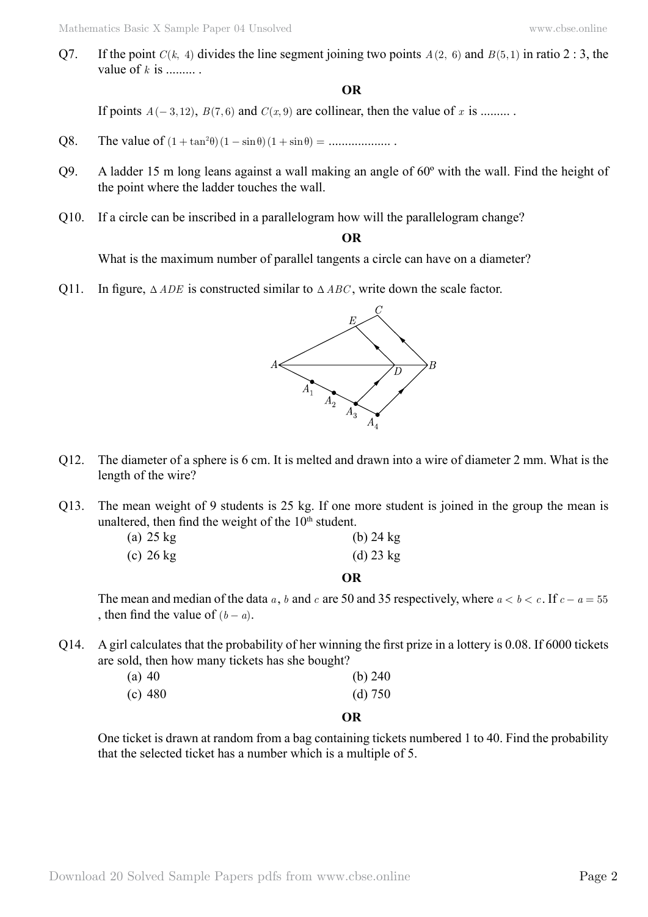Q7. If the point $C(k, 4)$ divides the line segment joining two points $A(2, 6)$ and $B(5, 1)$ in ratio 2 : 3, the value of $k$ is ......... .

**OR**

If points $A(-3, 12)$, $B(7, 6)$ and $C(x, 9)$ are collinear, then the value of $x$ is ......... .

Q8. The value of $(1 + \tan^2\theta)(1 - \sin\theta)(1 + \sin\theta) =$ .................. .

Q9. A ladder 15 m long leans against a wall making an angle of 60º with the wall. Find the height of the point where the ladder touches the wall.

Q10. If a circle can be inscribed in a parallelogram how will the parallelogram change?

**OR**

What is the maximum number of parallel tangents a circle can have on a diameter?

Q11. In figure, $\Delta ADE$ is constructed similar to $\Delta ABC$, write down the scale factor.

Q12. The diameter of a sphere is 6 cm. It is melted and drawn into a wire of diameter 2 mm. What is the length of the wire?

Q13. The mean weight of 9 students is 25 kg. If one more student is joined in the group the mean is unaltered, then find the weight of the 10th student.

(a) 25 kg
(b) 24 kg
(c) 26 kg
(d) 23 kg

**OR**

The mean and median of the data $a$, $b$ and $c$ are 50 and 35 respectively, where $a < b < c$. If $c - a = 55$, then find the value of $(b - a)$.

Q14. A girl calculates that the probability of her winning the first prize in a lottery is 0.08. If 6000 tickets are sold, then how many tickets has she bought?

(a) 40
(b) 240
(c) 480
(d) 750

**OR**

One ticket is drawn at random from a bag containing tickets numbered 1 to 40. Find the probability that the selected ticket has a number which is a multiple of 5.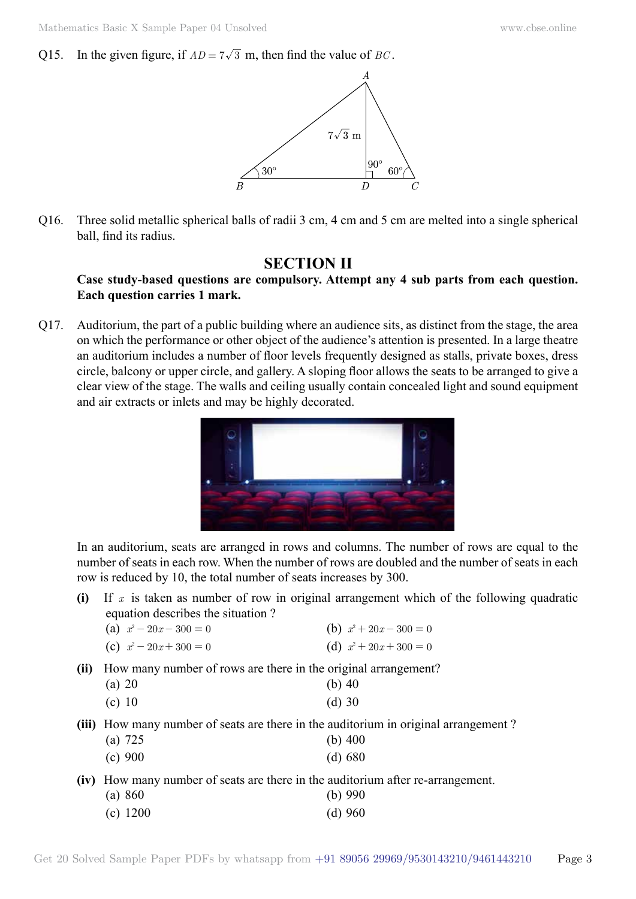Q15. In the given figure, if $AD = 7\sqrt{3}$ m, then find the value of $BC$.

Q16. Three solid metallic spherical balls of radii 3 cm, 4 cm and 5 cm are melted into a single spherical ball, find its radius.

## SECTION II

**Case study-based questions are compulsory. Attempt any 4 sub parts from each question. Each question carries 1 mark.**

Q17. Auditorium, the part of a public building where an audience sits, as distinct from the stage, the area on which the performance or other object of the audience's attention is presented. In a large theatre an auditorium includes a number of floor levels frequently designed as stalls, private boxes, dress circle, balcony or upper circle, and gallery. A sloping floor allows the seats to be arranged to give a clear view of the stage. The walls and ceiling usually contain concealed light and sound equipment and air extracts or inlets and may be highly decorated.

In an auditorium, seats are arranged in rows and columns. The number of rows are equal to the number of seats in each row. When the number of rows are doubled and the number of seats in each row is reduced by 10, the total number of seats increases by 300.

**(i)** If $x$ is taken as number of row in original arrangement which of the following quadratic equation describes the situation ?

(a) $x^2 - 20x - 300 = 0$ (b) $x^2 + 20x - 300 = 0$

(c) $x^2 - 20x + 300 = 0$ (d) $x^2 + 20x + 300 = 0$

**(ii)** How many number of rows are there in the original arrangement?

(a) 20 (b) 40

(c) 10 (d) 30

**(iii)** How many number of seats are there in the auditorium in original arrangement ?

(a) 725 (b) 400

(c) 900 (d) 680

**(iv)** How many number of seats are there in the auditorium after re-arrangement.

(a) 860 (b) 990

(c) 1200 (d) 960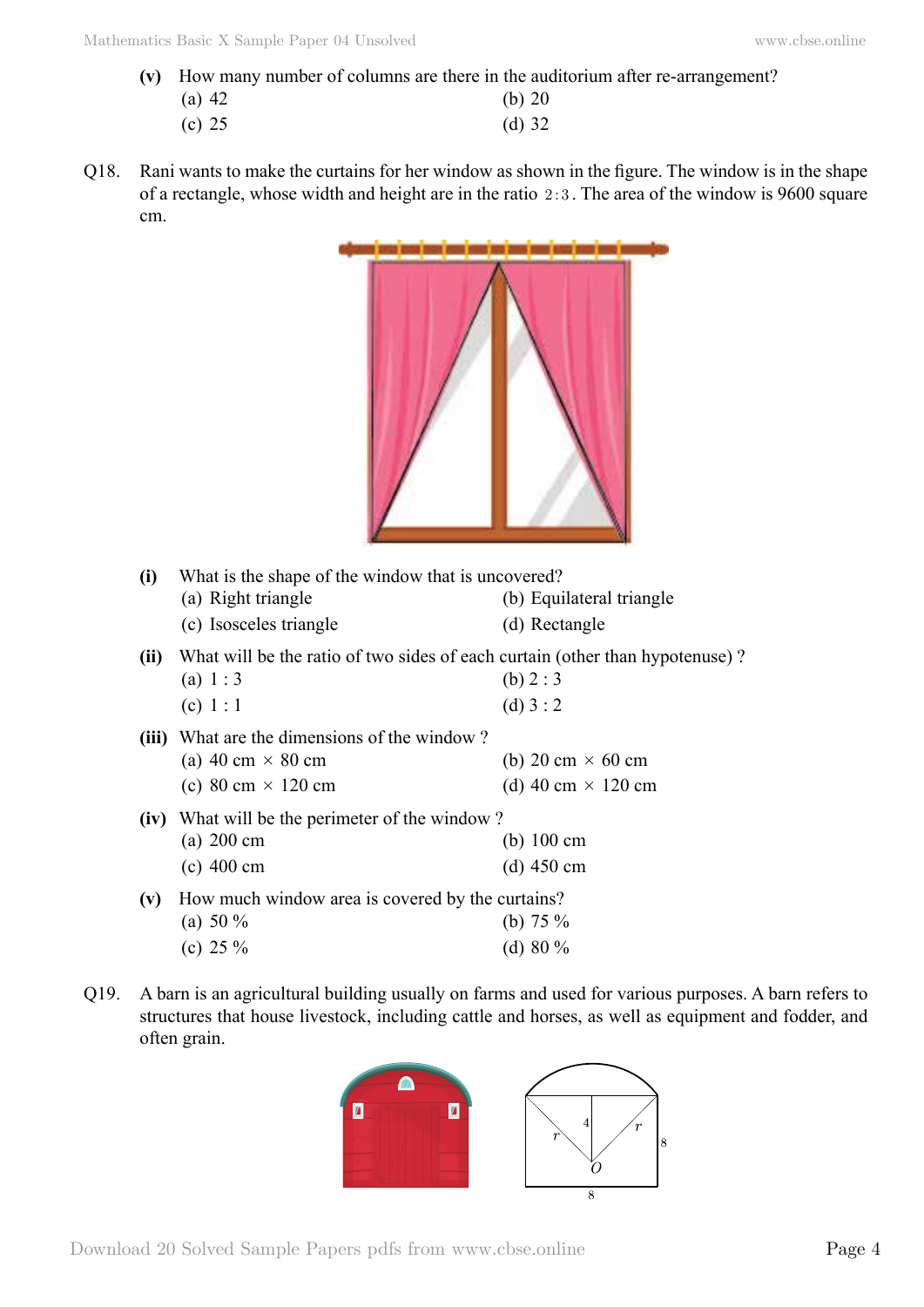**(v)** How many number of columns are there in the auditorium after re-arrangement?

(a) 42 (b) 20

(c) 25 (d) 32

Q18. Rani wants to make the curtains for her window as shown in the figure. The window is in the shape of a rectangle, whose width and height are in the ratio $2:3$. The area of the window is 9600 square cm.

**(i)** What is the shape of the window that is uncovered?

(a) Right triangle (b) Equilateral triangle

(c) Isosceles triangle (d) Rectangle

**(ii)** What will be the ratio of two sides of each curtain (other than hypotenuse) ?

(a) 1 : 3 (b) 2 : 3

(c) 1 : 1 (d) 3 : 2

**(iii)** What are the dimensions of the window ?

(a) 40 cm × 80 cm (b) 20 cm × 60 cm

(c) 80 cm × 120 cm (d) 40 cm × 120 cm

**(iv)** What will be the perimeter of the window ?

(a) 200 cm (b) 100 cm

(c) 400 cm (d) 450 cm

**(v)** How much window area is covered by the curtains?

(a) 50 % (b) 75 %

(c) 25 % (d) 80 %

Q19. A barn is an agricultural building usually on farms and used for various purposes. A barn refers to structures that house livestock, including cattle and horses, as well as equipment and fodder, and often grain.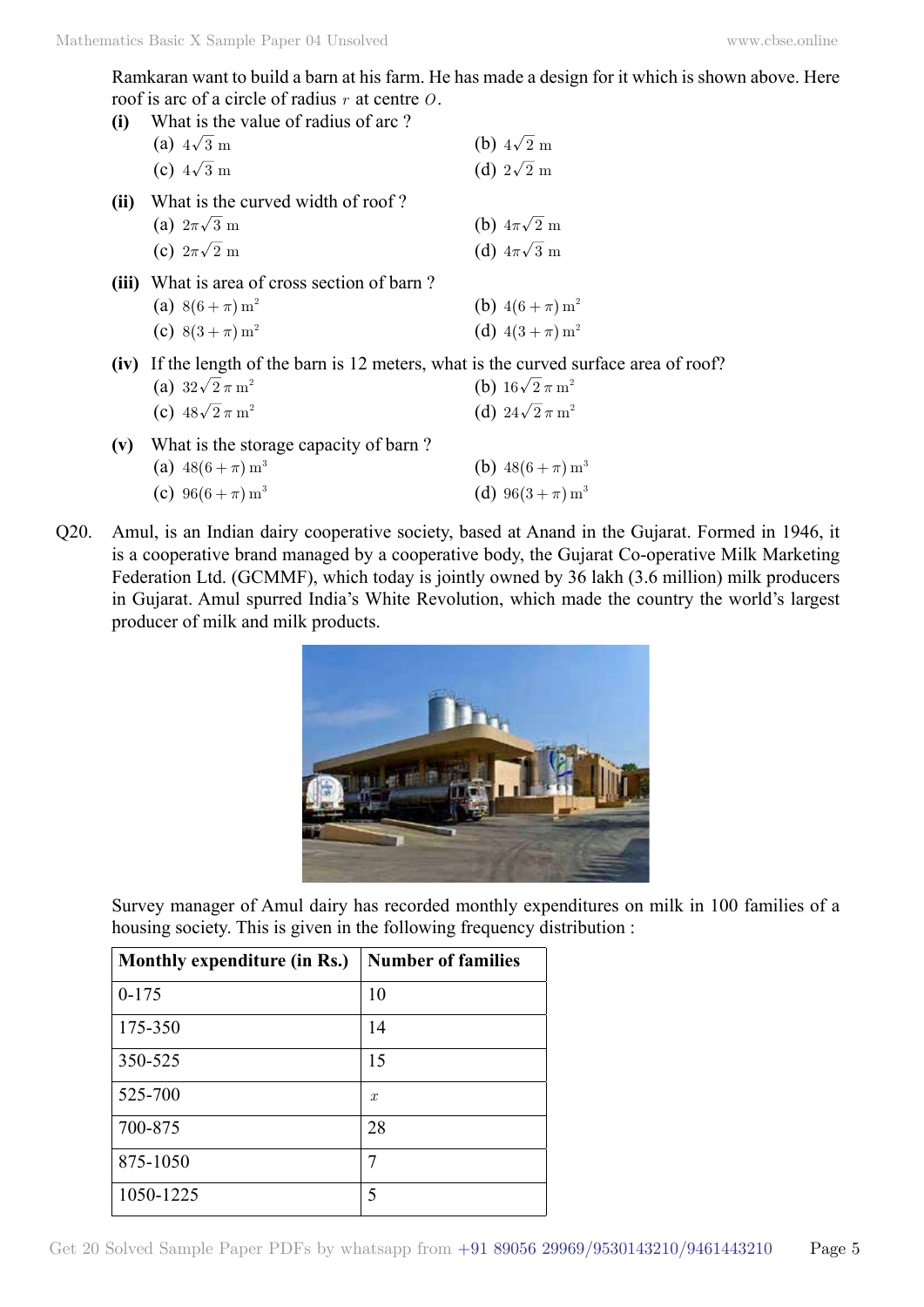Ramkaran want to build a barn at his farm. He has made a design for it which is shown above. Here roof is arc of a circle of radius $r$ at centre $O$.

**(i)** What is the value of radius of arc ?

(a) $4\sqrt{3}$ m  
(b) $4\sqrt{2}$ m  
(c) $4\sqrt{3}$ m  
(d) $2\sqrt{2}$ m

**(ii)** What is the curved width of roof ?

(a) $2\pi\sqrt{3}$ m  
(b) $4\pi\sqrt{2}$ m  
(c) $2\pi\sqrt{2}$ m  
(d) $4\pi\sqrt{3}$ m

**(iii)** What is area of cross section of barn ?

(a) $8(6+\pi)\,\text{m}^2$  
(b) $4(6+\pi)\,\text{m}^2$  
(c) $8(3+\pi)\,\text{m}^2$  
(d) $4(3+\pi)\,\text{m}^2$

**(iv)** If the length of the barn is 12 meters, what is the curved surface area of roof?

(a) $32\sqrt{2}\,\pi\,\text{m}^2$  
(b) $16\sqrt{2}\,\pi\,\text{m}^2$  
(c) $48\sqrt{2}\,\pi\,\text{m}^2$  
(d) $24\sqrt{2}\,\pi\,\text{m}^2$

**(v)** What is the storage capacity of barn ?

(a) $48(6+\pi)\,\text{m}^3$  
(b) $48(6+\pi)\,\text{m}^3$  
(c) $96(6+\pi)\,\text{m}^3$  
(d) $96(3+\pi)\,\text{m}^3$

Q20. Amul, is an Indian dairy cooperative society, based at Anand in the Gujarat. Formed in 1946, it is a cooperative brand managed by a cooperative body, the Gujarat Co-operative Milk Marketing Federation Ltd. (GCMMF), which today is jointly owned by 36 lakh (3.6 million) milk producers in Gujarat. Amul spurred India's White Revolution, which made the country the world's largest producer of milk and milk products.

Survey manager of Amul dairy has recorded monthly expenditures on milk in 100 families of a housing society. This is given in the following frequency distribution :

| Monthly expenditure (in Rs.) | Number of families |
|---|---|
| 0-175 | 10 |
| 175-350 | 14 |
| 350-525 | 15 |
| 525-700 | $x$ |
| 700-875 | 28 |
| 875-1050 | 7 |
| 1050-1225 | 5 |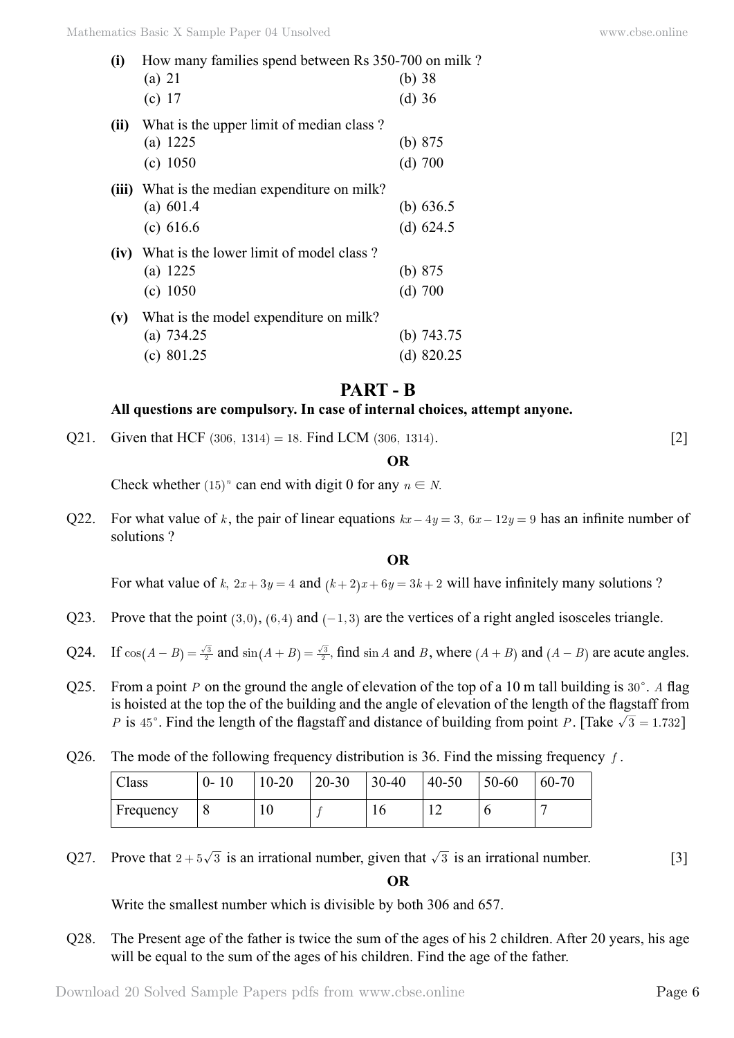**(i)** How many families spend between Rs 350-700 on milk ?

(a) 21 (b) 38

(c) 17 (d) 36

**(ii)** What is the upper limit of median class ?

(a) 1225 (b) 875

(c) 1050 (d) 700

**(iii)** What is the median expenditure on milk?

(a) 601.4 (b) 636.5

(c) 616.6 (d) 624.5

**(iv)** What is the lower limit of model class ?

(a) 1225 (b) 875

(c) 1050 (d) 700

**(v)** What is the model expenditure on milk?

(a) 734.25 (b) 743.75

(c) 801.25 (d) 820.25

## PART - B

**All questions are compulsory. In case of internal choices, attempt anyone.**

Q21. Given that HCF $(306, 1314) = 18$. Find LCM $(306, 1314)$. [2]

**OR**

Check whether $(15)^n$ can end with digit 0 for any $n \in N$.

Q22. For what value of $k$, the pair of linear equations $kx - 4y = 3,\ 6x - 12y = 9$ has an infinite number of solutions ?

**OR**

For what value of $k$, $2x + 3y = 4$ and $(k+2)x + 6y = 3k + 2$ will have infinitely many solutions ?

Q23. Prove that the point $(3,0)$, $(6,4)$ and $(-1,3)$ are the vertices of a right angled isosceles triangle.

Q24. If $\cos(A - B) = \frac{\sqrt{3}}{2}$ and $\sin(A + B) = \frac{\sqrt{3}}{2}$, find $\sin A$ and $B$, where $(A + B)$ and $(A - B)$ are acute angles.

Q25. From a point $P$ on the ground the angle of elevation of the top of a 10 m tall building is $30°$. $A$ flag is hoisted at the top the of the building and the angle of elevation of the length of the flagstaff from $P$ is $45°$. Find the length of the flagstaff and distance of building from point $P$. [Take $\sqrt{3} = 1.732$]

Q26. The mode of the following frequency distribution is 36. Find the missing frequency $f$.

| Class | 0- 10 | 10-20 | 20-30 | 30-40 | 40-50 | 50-60 | 60-70 |
|---|---|---|---|---|---|---|---|
| Frequency | 8 | 10 | $f$ | 16 | 12 | 6 | 7 |

Q27. Prove that $2 + 5\sqrt{3}$ is an irrational number, given that $\sqrt{3}$ is an irrational number. [3]

**OR**

Write the smallest number which is divisible by both 306 and 657.

Q28. The Present age of the father is twice the sum of the ages of his 2 children. After 20 years, his age will be equal to the sum of the ages of his children. Find the age of the father.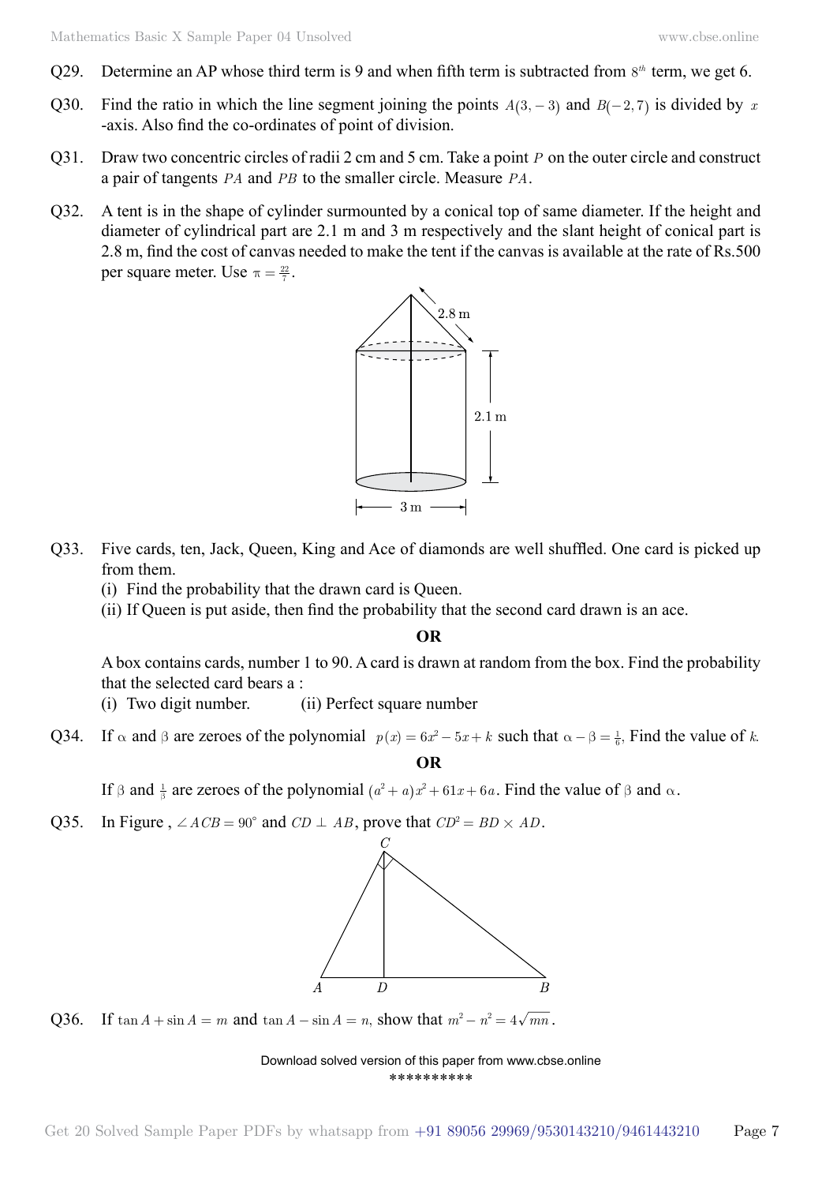Q29. Determine an AP whose third term is 9 and when fifth term is subtracted from $8^{th}$ term, we get 6.

Q30. Find the ratio in which the line segment joining the points $A(3,-3)$ and $B(-2,7)$ is divided by $x$ -axis. Also find the co-ordinates of point of division.

Q31. Draw two concentric circles of radii 2 cm and 5 cm. Take a point $P$ on the outer circle and construct a pair of tangents $PA$ and $PB$ to the smaller circle. Measure $PA$.

Q32. A tent is in the shape of cylinder surmounted by a conical top of same diameter. If the height and diameter of cylindrical part are 2.1 m and 3 m respectively and the slant height of conical part is 2.8 m, find the cost of canvas needed to make the tent if the canvas is available at the rate of Rs.500 per square meter. Use $\pi = \frac{22}{7}$.

2.8 m

2.1 m

3 m

Q33. Five cards, ten, Jack, Queen, King and Ace of diamonds are well shuffled. One card is picked up from them.

(i) Find the probability that the drawn card is Queen.

(ii) If Queen is put aside, then find the probability that the second card drawn is an ace.

**OR**

A box contains cards, number 1 to 90. A card is drawn at random from the box. Find the probability that the selected card bears a :

(i) Two digit number. (ii) Perfect square number

Q34. If $\alpha$ and $\beta$ are zeroes of the polynomial $p(x) = 6x^2 - 5x + k$ such that $\alpha - \beta = \frac{1}{6}$, Find the value of $k$.

**OR**

If $\beta$ and $\frac{1}{\beta}$ are zeroes of the polynomial $(a^2 + a)x^2 + 61x + 6a$. Find the value of $\beta$ and $\alpha$.

Q35. In Figure , $\angle ACB = 90^\circ$ and $CD \perp AB$, prove that $CD^2 = BD \times AD$.

C

A D B

Q36. If $\tan A + \sin A = m$ and $\tan A - \sin A = n$, show that $m^2 - n^2 = 4\sqrt{mn}$.

Download solved version of this paper from www.cbse.online

**********